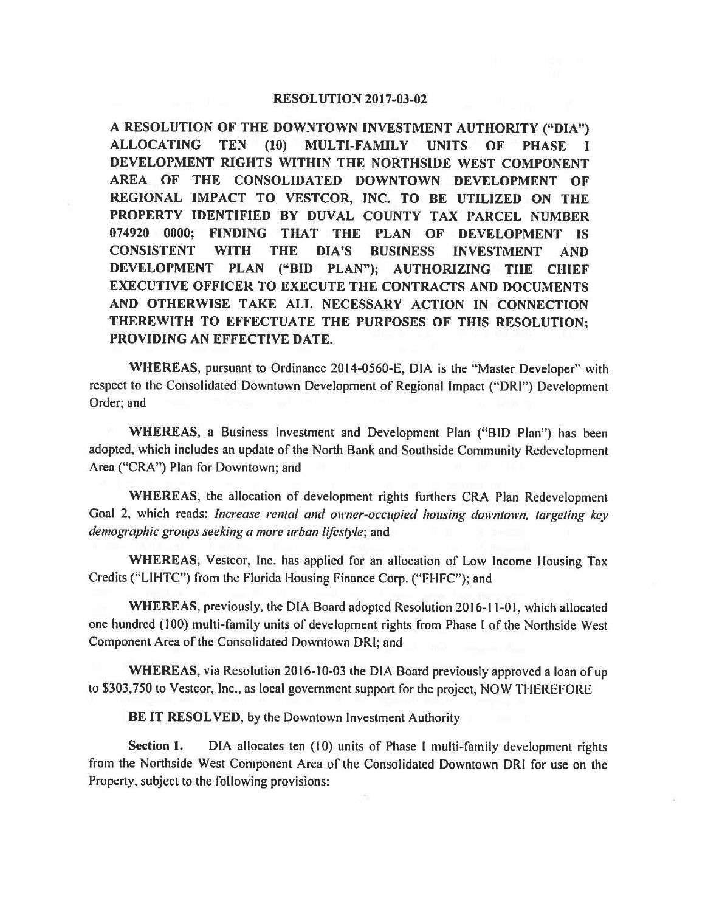# RESOLUTION 2017-03-02

**A RESOLUTION OF THE DOWNTOWN INVESTMENT AUTHORITY ("DIA") ALLOCATING TEN (10) MULTI-FAMILY UNITS OF PHASE I DEVELOPMENT RIGHTS WITHIN THE NORTHSIDE WEST COMPONENT AREA OF THE CONSOLIDATED DOWNTOWN DEVELOPMENT OF REGIONAL IMPACT TO VESTCOR, INC. TO BE UTILIZED ON THE PROPERTY IDENTIFIED BY DUVAL COUNTY TAX PARCEL NUMBER 074920 0000; FINDING THAT THE PLAN OF DEVELOPMENT IS CONSISTENT WITH THE DIA'S BUSINESS INVESTMENT AND DEVELOPMENT PLAN ("BID PLAN"); AUTHORIZING THE CHIEF EXECUTIVE OFFICER TO EXECUTE THE CONTRACTS AND DOCUMENTS AND OTHERWISE TAKE ALL NECESSARY ACTION IN CONNECTION THEREWITH TO EFFECTUATE THE PURPOSES OF THIS RESOLUTION; PROVIDING AN EFFECTIVE DATE.**

**WHEREAS**, pursuant to Ordinance 2014-0560-E, DIA is the "Master Developer" with respect to the Consolidated Downtown Development of Regional Impact ("DRI") Development Order; and

**WHEREAS**, a Business Investment and Development Plan ("BID Plan") has been adopted, which includes an update of the North Bank and Southside Community Redevelopment Area ("CRA") Plan for Downtown; and

**WHEREAS**, the allocation of development rights furthers CRA Plan Redevelopment Goal 2, which reads: *Increase rental and owner-occupied housing downtown, targeting key demographic groups seeking a more urban lifestyle*; and

**WHEREAS**, Vestcor, Inc. has applied for an allocation of Low Income Housing Tax Credits ("LIHTC") from the Florida Housing Finance Corp. ("FHFC"); and

**WHEREAS**, previously, the DIA Board adopted Resolution 2016-11-01, which allocated one hundred (100) multi-family units of development rights from Phase I of the Northside West Component Area of the Consolidated Downtown DRI; and

**WHEREAS**, via Resolution 2016-10-03 the DIA Board previously approved a loan of up to $303,750 to Vestcor, Inc., as local government support for the project, NOW THEREFORE

**BE IT RESOLVED**, by the Downtown Investment Authority

**Section 1.** DIA allocates ten (10) units of Phase I multi-family development rights from the Northside West Component Area of the Consolidated Downtown DRI for use on the Property, subject to the following provisions: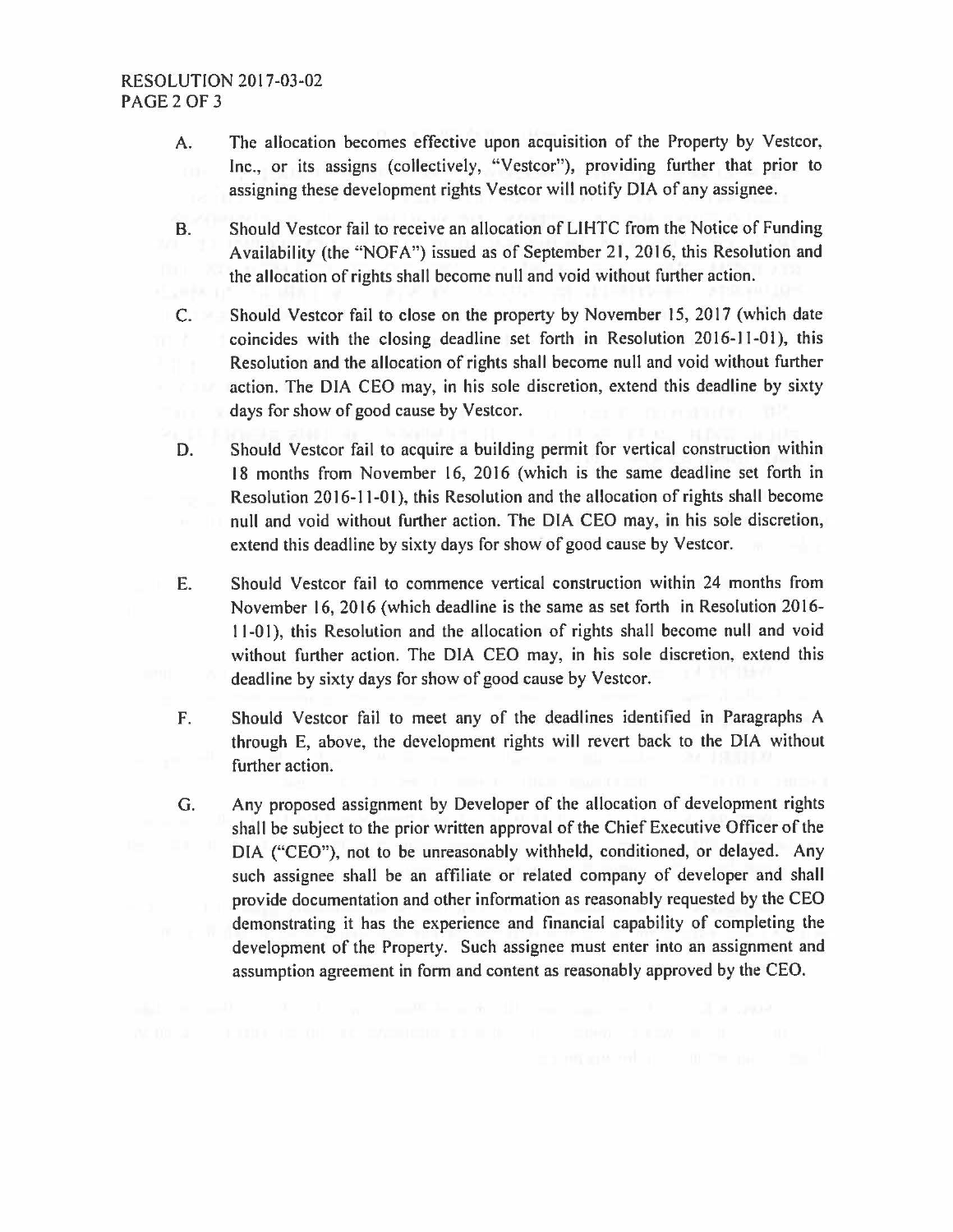A. The allocation becomes effective upon acquisition of the Property by Vestcor, Inc., or its assigns (collectively, "Vestcor"), providing further that prior to assigning these development rights Vestcor will notify DIA of any assignee.

B. Should Vestcor fail to receive an allocation of LIHTC from the Notice of Funding Availability (the "NOFA") issued as of September 21, 2016, this Resolution and the allocation of rights shall become null and void without further action.

C. Should Vestcor fail to close on the property by November 15, 2017 (which date coincides with the closing deadline set forth in Resolution 2016-11-01), this Resolution and the allocation of rights shall become null and void without further action. The DIA CEO may, in his sole discretion, extend this deadline by sixty days for show of good cause by Vestcor.

D. Should Vestcor fail to acquire a building permit for vertical construction within 18 months from November 16, 2016 (which is the same deadline set forth in Resolution 2016-11-01), this Resolution and the allocation of rights shall become null and void without further action. The DIA CEO may, in his sole discretion, extend this deadline by sixty days for show of good cause by Vestcor.

E. Should Vestcor fail to commence vertical construction within 24 months from November 16, 2016 (which deadline is the same as set forth in Resolution 2016-11-01), this Resolution and the allocation of rights shall become null and void without further action. The DIA CEO may, in his sole discretion, extend this deadline by sixty days for show of good cause by Vestcor.

F. Should Vestcor fail to meet any of the deadlines identified in Paragraphs A through E, above, the development rights will revert back to the DIA without further action.

G. Any proposed assignment by Developer of the allocation of development rights shall be subject to the prior written approval of the Chief Executive Officer of the DIA ("CEO"), not to be unreasonably withheld, conditioned, or delayed. Any such assignee shall be an affiliate or related company of developer and shall provide documentation and other information as reasonably requested by the CEO demonstrating it has the experience and financial capability of completing the development of the Property. Such assignee must enter into an assignment and assumption agreement in form and content as reasonably approved by the CEO.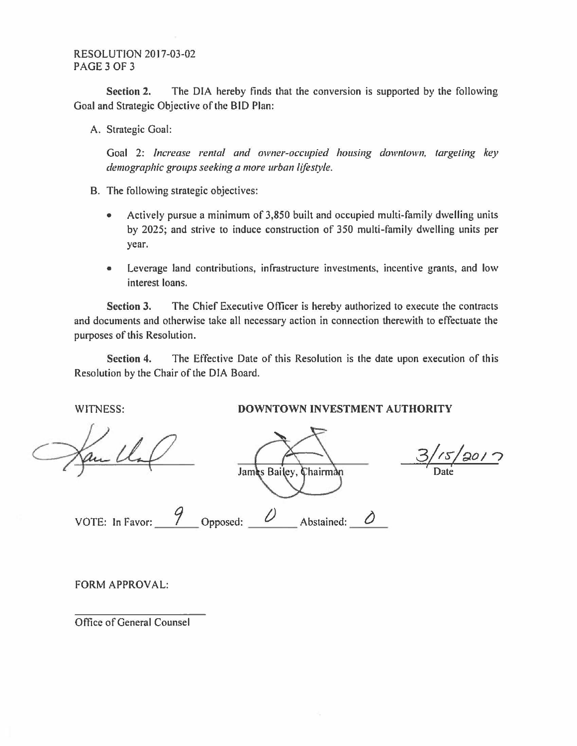**Section 2.** The DIA hereby finds that the conversion is supported by the following Goal and Strategic Objective of the BID Plan:

A. Strategic Goal:

   Goal 2: *Increase rental and owner-occupied housing downtown, targeting key demographic groups seeking a more urban lifestyle.*

B. The following strategic objectives:

   - Actively pursue a minimum of 3,850 built and occupied multi-family dwelling units by 2025; and strive to induce construction of 350 multi-family dwelling units per year.
   - Leverage land contributions, infrastructure investments, incentive grants, and low interest loans.

**Section 3.** The Chief Executive Officer is hereby authorized to execute the contracts and documents and otherwise take all necessary action in connection therewith to effectuate the purposes of this Resolution.

**Section 4.** The Effective Date of this Resolution is the date upon execution of this Resolution by the Chair of the DIA Board.

WITNESS:

**DOWNTOWN INVESTMENT AUTHORITY**

James Bailey, Chairman

3/15/2017
Date

VOTE: In Favor: 9 Opposed: 0 Abstained: 0

FORM APPROVAL:

Office of General Counsel